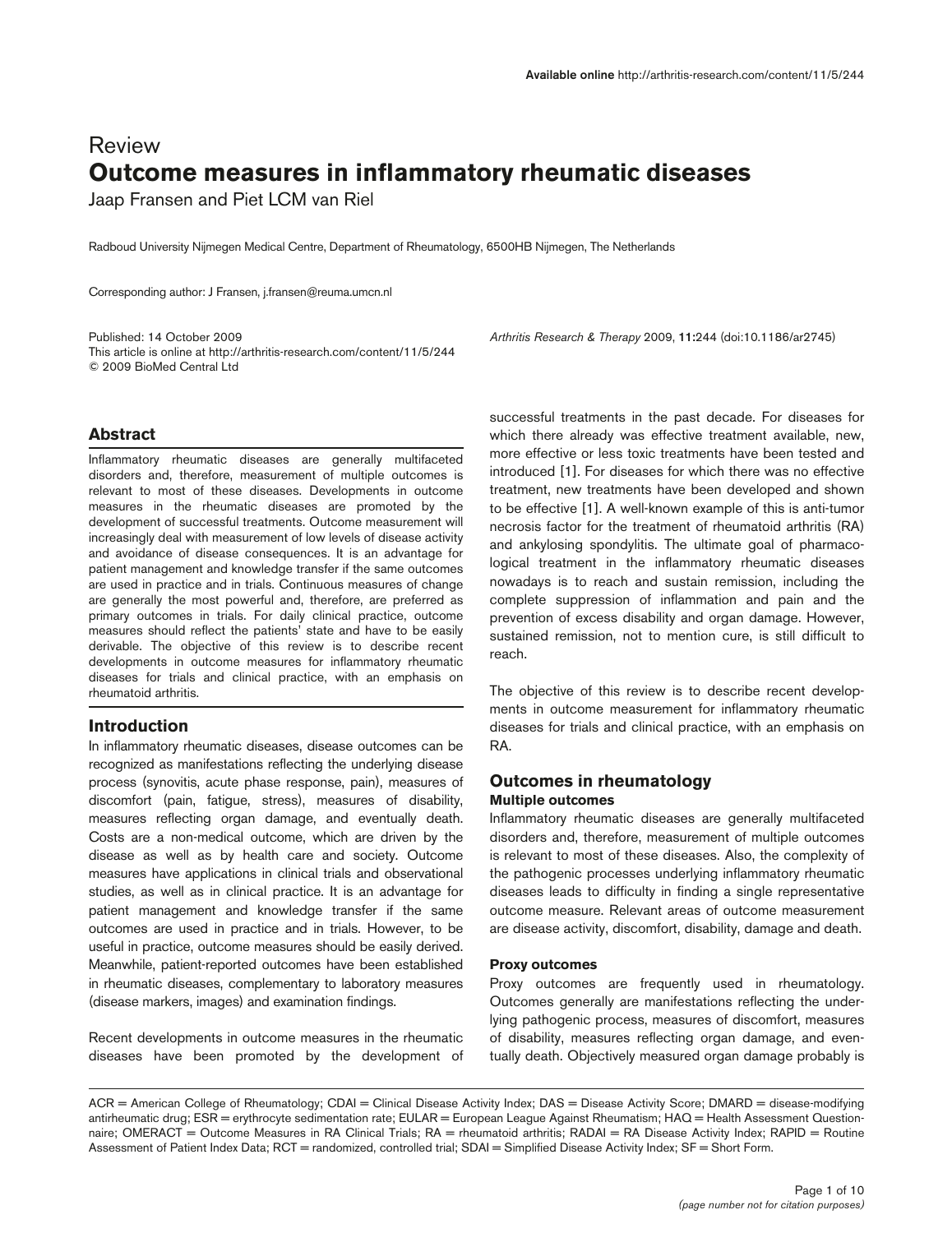Review

# Outcome measures in inflammatory rheumatic diseases

Jaap Fransen and Piet LCM van Riel

Radboud University Nijmegen Medical Centre, Department of Rheumatology, 6500HB Nijmegen, The Netherlands

Corresponding author: J Fransen, j.fransen@reuma.umcn.nl

Published: 14 October 2009
This article is online at http://arthritis-research.com/content/11/5/244
© 2009 BioMed Central Ltd

*Arthritis Research & Therapy* 2009, **11**:244 (doi:10.1186/ar2745)

## Abstract

Inflammatory rheumatic diseases are generally multifaceted disorders and, therefore, measurement of multiple outcomes is relevant to most of these diseases. Developments in outcome measures in the rheumatic diseases are promoted by the development of successful treatments. Outcome measurement will increasingly deal with measurement of low levels of disease activity and avoidance of disease consequences. It is an advantage for patient management and knowledge transfer if the same outcomes are used in practice and in trials. Continuous measures of change are generally the most powerful and, therefore, are preferred as primary outcomes in trials. For daily clinical practice, outcome measures should reflect the patients' state and have to be easily derivable. The objective of this review is to describe recent developments in outcome measures for inflammatory rheumatic diseases for trials and clinical practice, with an emphasis on rheumatoid arthritis.

## Introduction

In inflammatory rheumatic diseases, disease outcomes can be recognized as manifestations reflecting the underlying disease process (synovitis, acute phase response, pain), measures of discomfort (pain, fatigue, stress), measures of disability, measures reflecting organ damage, and eventually death. Costs are a non-medical outcome, which are driven by the disease as well as by health care and society. Outcome measures have applications in clinical trials and observational studies, as well as in clinical practice. It is an advantage for patient management and knowledge transfer if the same outcomes are used in practice and in trials. However, to be useful in practice, outcome measures should be easily derived. Meanwhile, patient-reported outcomes have been established in rheumatic diseases, complementary to laboratory measures (disease markers, images) and examination findings.

Recent developments in outcome measures in the rheumatic diseases have been promoted by the development of successful treatments in the past decade. For diseases for which there already was effective treatment available, new, more effective or less toxic treatments have been tested and introduced [1]. For diseases for which there was no effective treatment, new treatments have been developed and shown to be effective [1]. A well-known example of this is anti-tumor necrosis factor for the treatment of rheumatoid arthritis (RA) and ankylosing spondylitis. The ultimate goal of pharmacological treatment in the inflammatory rheumatic diseases nowadays is to reach and sustain remission, including the complete suppression of inflammation and pain and the prevention of excess disability and organ damage. However, sustained remission, not to mention cure, is still difficult to reach.

The objective of this review is to describe recent developments in outcome measurement for inflammatory rheumatic diseases for trials and clinical practice, with an emphasis on RA.

## Outcomes in rheumatology

### Multiple outcomes

Inflammatory rheumatic diseases are generally multifaceted disorders and, therefore, measurement of multiple outcomes is relevant to most of these diseases. Also, the complexity of the pathogenic processes underlying inflammatory rheumatic diseases leads to difficulty in finding a single representative outcome measure. Relevant areas of outcome measurement are disease activity, discomfort, disability, damage and death.

### Proxy outcomes

Proxy outcomes are frequently used in rheumatology. Outcomes generally are manifestations reflecting the underlying pathogenic process, measures of discomfort, measures of disability, measures reflecting organ damage, and eventually death. Objectively measured organ damage probably is

ACR = American College of Rheumatology; CDAI = Clinical Disease Activity Index; DAS = Disease Activity Score; DMARD = disease-modifying antirheumatic drug; ESR = erythrocyte sedimentation rate; EULAR = European League Against Rheumatism; HAQ = Health Assessment Questionnaire; OMERACT = Outcome Measures in RA Clinical Trials; RA = rheumatoid arthritis; RADAI = RA Disease Activity Index; RAPID = Routine Assessment of Patient Index Data; RCT = randomized, controlled trial; SDAI = Simplified Disease Activity Index; SF = Short Form.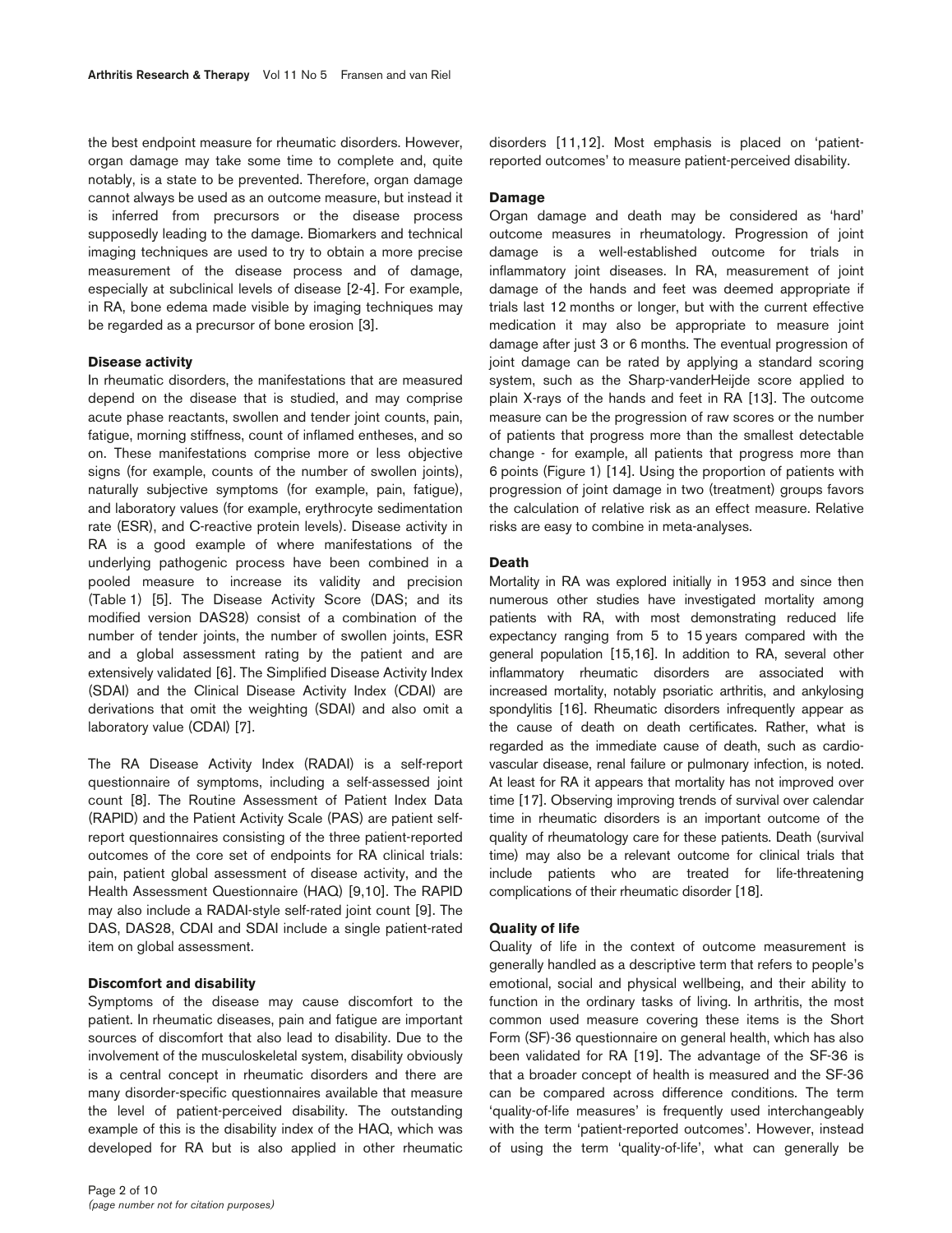the best endpoint measure for rheumatic disorders. However, organ damage may take some time to complete and, quite notably, is a state to be prevented. Therefore, organ damage cannot always be used as an outcome measure, but instead it is inferred from precursors or the disease process supposedly leading to the damage. Biomarkers and technical imaging techniques are used to try to obtain a more precise measurement of the disease process and of damage, especially at subclinical levels of disease [2-4]. For example, in RA, bone edema made visible by imaging techniques may be regarded as a precursor of bone erosion [3].

**Disease activity**

In rheumatic disorders, the manifestations that are measured depend on the disease that is studied, and may comprise acute phase reactants, swollen and tender joint counts, pain, fatigue, morning stiffness, count of inflamed entheses, and so on. These manifestations comprise more or less objective signs (for example, counts of the number of swollen joints), naturally subjective symptoms (for example, pain, fatigue), and laboratory values (for example, erythrocyte sedimentation rate (ESR), and C-reactive protein levels). Disease activity in RA is a good example of where manifestations of the underlying pathogenic process have been combined in a pooled measure to increase its validity and precision (Table 1) [5]. The Disease Activity Score (DAS; and its modified version DAS28) consist of a combination of the number of tender joints, the number of swollen joints, ESR and a global assessment rating by the patient and are extensively validated [6]. The Simplified Disease Activity Index (SDAI) and the Clinical Disease Activity Index (CDAI) are derivations that omit the weighting (SDAI) and also omit a laboratory value (CDAI) [7].

The RA Disease Activity Index (RADAI) is a self-report questionnaire of symptoms, including a self-assessed joint count [8]. The Routine Assessment of Patient Index Data (RAPID) and the Patient Activity Scale (PAS) are patient self-report questionnaires consisting of the three patient-reported outcomes of the core set of endpoints for RA clinical trials: pain, patient global assessment of disease activity, and the Health Assessment Questionnaire (HAQ) [9,10]. The RAPID may also include a RADAI-style self-rated joint count [9]. The DAS, DAS28, CDAI and SDAI include a single patient-rated item on global assessment.

**Discomfort and disability**

Symptoms of the disease may cause discomfort to the patient. In rheumatic diseases, pain and fatigue are important sources of discomfort that also lead to disability. Due to the involvement of the musculoskeletal system, disability obviously is a central concept in rheumatic disorders and there are many disorder-specific questionnaires available that measure the level of patient-perceived disability. The outstanding example of this is the disability index of the HAQ, which was developed for RA but is also applied in other rheumatic disorders [11,12]. Most emphasis is placed on 'patient-reported outcomes' to measure patient-perceived disability.

**Damage**

Organ damage and death may be considered as 'hard' outcome measures in rheumatology. Progression of joint damage is a well-established outcome for trials in inflammatory joint diseases. In RA, measurement of joint damage of the hands and feet was deemed appropriate if trials last 12 months or longer, but with the current effective medication it may also be appropriate to measure joint damage after just 3 or 6 months. The eventual progression of joint damage can be rated by applying a standard scoring system, such as the Sharp-vanderHeijde score applied to plain X-rays of the hands and feet in RA [13]. The outcome measure can be the progression of raw scores or the number of patients that progress more than the smallest detectable change - for example, all patients that progress more than 6 points (Figure 1) [14]. Using the proportion of patients with progression of joint damage in two (treatment) groups favors the calculation of relative risk as an effect measure. Relative risks are easy to combine in meta-analyses.

**Death**

Mortality in RA was explored initially in 1953 and since then numerous other studies have investigated mortality among patients with RA, with most demonstrating reduced life expectancy ranging from 5 to 15 years compared with the general population [15,16]. In addition to RA, several other inflammatory rheumatic disorders are associated with increased mortality, notably psoriatic arthritis, and ankylosing spondylitis [16]. Rheumatic disorders infrequently appear as the cause of death on death certificates. Rather, what is regarded as the immediate cause of death, such as cardiovascular disease, renal failure or pulmonary infection, is noted. At least for RA it appears that mortality has not improved over time [17]. Observing improving trends of survival over calendar time in rheumatic disorders is an important outcome of the quality of rheumatology care for these patients. Death (survival time) may also be a relevant outcome for clinical trials that include patients who are treated for life-threatening complications of their rheumatic disorder [18].

**Quality of life**

Quality of life in the context of outcome measurement is generally handled as a descriptive term that refers to people's emotional, social and physical wellbeing, and their ability to function in the ordinary tasks of living. In arthritis, the most common used measure covering these items is the Short Form (SF)-36 questionnaire on general health, which has also been validated for RA [19]. The advantage of the SF-36 is that a broader concept of health is measured and the SF-36 can be compared across difference conditions. The term 'quality-of-life measures' is frequently used interchangeably with the term 'patient-reported outcomes'. However, instead of using the term 'quality-of-life', what can generally be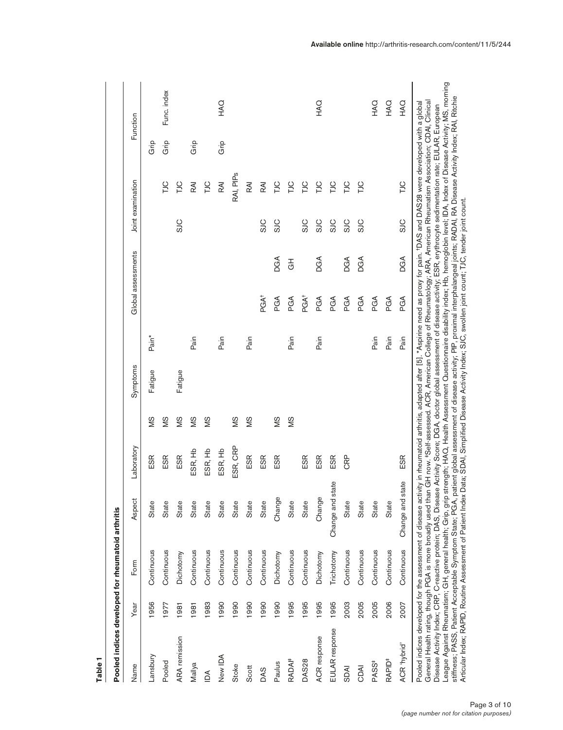**Table 1**

**Pooled indices developed for rheumatoid arthritis**

| Name | Year | Form | Aspect | Laboratory | Symptoms | | | Global assessments | | Joint examination | | Function | |
|---|---|---|---|---|---|---|---|---|---|---|---|---|---|
| Lansbury | 1956 | Continuous | State | ESR | MS | Fatigue | Pain* | | | | | Grip | |
| Pooled | 1977 | Continuous | State | ESR | MS | | | | | | TJC | Grip | Func. index |
| ARA remission | 1981 | Dichotomy | State | ESR | MS | Fatigue | | | | SJC | TJC | | |
| Mallya | 1981 | Continuous | State | ESR, Hb | MS | | Pain | | | | RAI | Grip | |
| IDA | 1983 | Continuous | State | ESR, Hb | MS | | | | | | TJC | | |
| New IDA | 1990 | Continuous | State | ESR, Hb | | | Pain | | | | RAI | Grip | HAQ |
| Stoke | 1990 | Continuous | State | ESR, CRP | MS | | | | | | RAI, PIPs | | |
| Scott | 1990 | Continuous | State | ESR | MS | | Pain | | | | RAI | | |
| DAS | 1990 | Continuous | State | ESR | | | | PGA† | | SJC | RAI | | |
| Paulus | 1990 | Dichotomy | Change | ESR | MS | | | PGA | DGA | SJC | TJC | | |
| RADAI‡ | 1995 | Continuous | State | | MS | | Pain | PGA | GH | | TJC | | |
| DAS28 | 1995 | Continuous | State | ESR | | | | PGA† | | SJC | TJC | | |
| ACR response | 1995 | Dichotomy | Change | ESR | | | Pain | PGA | DGA | SJC | TJC | | HAQ |
| EULAR response | 1995 | Trichotomy | Change and state | ESR | | | | PGA | | SJC | TJC | | |
| SDAI | 2003 | Continuous | State | CRP | | | | PGA | DGA | SJC | TJC | | |
| CDAI | 2005 | Continuous | State | | | | | PGA | DGA | SJC | TJC | | |
| PASS‡ | 2005 | Continuous | State | | | | Pain | PGA | | | | | HAQ |
| RAPID‡ | 2006 | Continuous | State | | | | Pain | PGA | | | | | HAQ |
| ACR 'hybrid' | 2007 | Continuous | Change and state | ESR | | | Pain | PGA | DGA | SJC | TJC | | HAQ |

Pooled indices developed for the assessment of disease activity in rheumatoid arthritis, adapted after [5]. *Aspirine need as proxy for pain. †DAS and DAS28 were developed with a global General Health rating, though PGA is more broadly used than GH now. ‡Self-assessed. ACR, American College of Rheumatology; ARA, American Rheumatism Association; CDAI, Clinical Disease Activity Index; CRP, C-reactive protein; DAS, Disease Activity Score; DGA, doctor global assessment of disease activity; ESR, erythrocyte sedimentation rate; EULAR, European League Against Rheumatism; GH, general health; Grip, grip strength; HAQ, Health Assessment Questionnaire disability index; Hb, hemoglobin level; IDA, Index of Disease Activity; MS, morning stiffness; PASS, Patient Acceptable Symptom State; PGA, patient global assessment of disease activity; PIP, proximal interphalangeal joints; RADAI, RA Disease Activity Index; RAI, Ritchie Articular Index; RAPID, Routine Assessment of Patient Index Data; SDAI, Simplified Disease Activity Index; SJC, swollen joint count; TJC, tender joint count.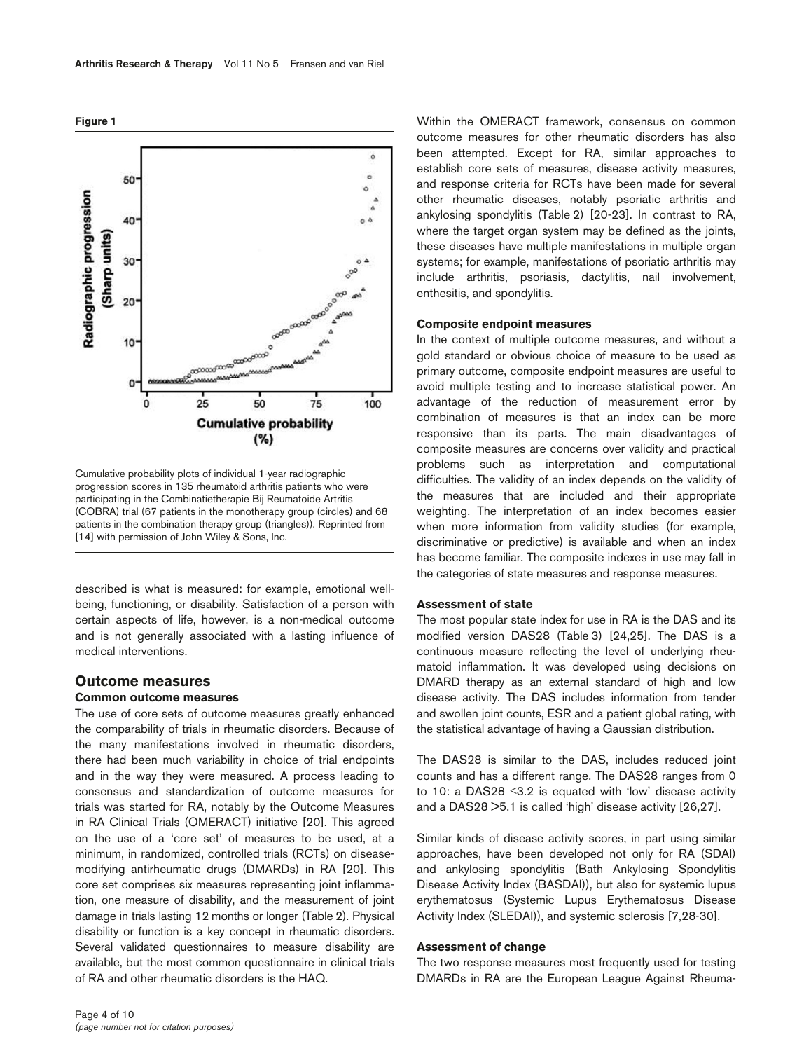**Figure 1**

Cumulative probability plots of individual 1-year radiographic progression scores in 135 rheumatoid arthritis patients who were participating in the Combinatietherapie Bij Reumatoide Artritis (COBRA) trial (67 patients in the monotherapy group (circles) and 68 patients in the combination therapy group (triangles)). Reprinted from [14] with permission of John Wiley & Sons, Inc.

described is what is measured: for example, emotional well-being, functioning, or disability. Satisfaction of a person with certain aspects of life, however, is a non-medical outcome and is not generally associated with a lasting influence of medical interventions.

## Outcome measures

### Common outcome measures

The use of core sets of outcome measures greatly enhanced the comparability of trials in rheumatic disorders. Because of the many manifestations involved in rheumatic disorders, there had been much variability in choice of trial endpoints and in the way they were measured. A process leading to consensus and standardization of outcome measures for trials was started for RA, notably by the Outcome Measures in RA Clinical Trials (OMERACT) initiative [20]. This agreed on the use of a 'core set' of measures to be used, at a minimum, in randomized, controlled trials (RCTs) on disease-modifying antirheumatic drugs (DMARDs) in RA [20]. This core set comprises six measures representing joint inflammation, one measure of disability, and the measurement of joint damage in trials lasting 12 months or longer (Table 2). Physical disability or function is a key concept in rheumatic disorders. Several validated questionnaires to measure disability are available, but the most common questionnaire in clinical trials of RA and other rheumatic disorders is the HAQ.

Within the OMERACT framework, consensus on common outcome measures for other rheumatic disorders has also been attempted. Except for RA, similar approaches to establish core sets of measures, disease activity measures, and response criteria for RCTs have been made for several other rheumatic diseases, notably psoriatic arthritis and ankylosing spondylitis (Table 2) [20-23]. In contrast to RA, where the target organ system may be defined as the joints, these diseases have multiple manifestations in multiple organ systems; for example, manifestations of psoriatic arthritis may include arthritis, psoriasis, dactylitis, nail involvement, enthesitis, and spondylitis.

### Composite endpoint measures

In the context of multiple outcome measures, and without a gold standard or obvious choice of measure to be used as primary outcome, composite endpoint measures are useful to avoid multiple testing and to increase statistical power. An advantage of the reduction of measurement error by combination of measures is that an index can be more responsive than its parts. The main disadvantages of composite measures are concerns over validity and practical problems such as interpretation and computational difficulties. The validity of an index depends on the validity of the measures that are included and their appropriate weighting. The interpretation of an index becomes easier when more information from validity studies (for example, discriminative or predictive) is available and when an index has become familiar. The composite indexes in use may fall in the categories of state measures and response measures.

### Assessment of state

The most popular state index for use in RA is the DAS and its modified version DAS28 (Table 3) [24,25]. The DAS is a continuous measure reflecting the level of underlying rheumatoid inflammation. It was developed using decisions on DMARD therapy as an external standard of high and low disease activity. The DAS includes information from tender and swollen joint counts, ESR and a patient global rating, with the statistical advantage of having a Gaussian distribution.

The DAS28 is similar to the DAS, includes reduced joint counts and has a different range. The DAS28 ranges from 0 to 10: a DAS28 $\leq 3.2$ is equated with 'low' disease activity and a DAS28 $>5.1$ is called 'high' disease activity [26,27].

Similar kinds of disease activity scores, in part using similar approaches, have been developed not only for RA (SDAI) and ankylosing spondylitis (Bath Ankylosing Spondylitis Disease Activity Index (BASDAI)), but also for systemic lupus erythematosus (Systemic Lupus Erythematosus Disease Activity Index (SLEDAI)), and systemic sclerosis [7,28-30].

### Assessment of change

The two response measures most frequently used for testing DMARDs in RA are the European League Against Rheuma-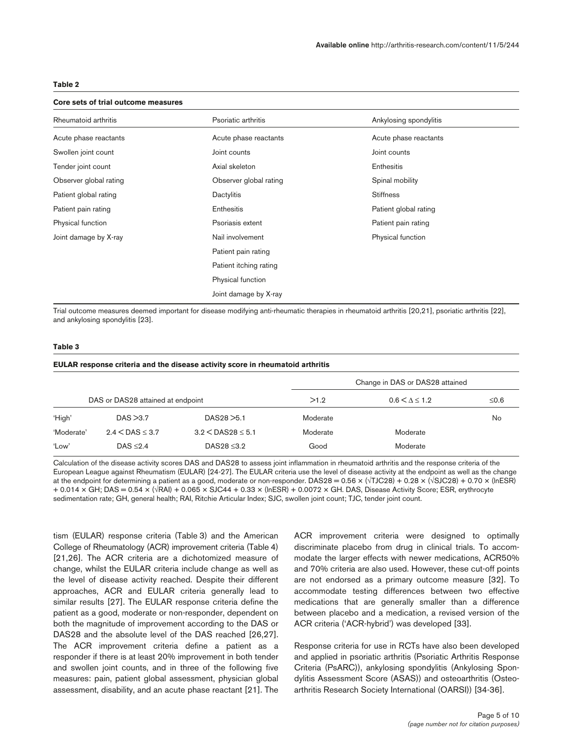**Table 2**

**Core sets of trial outcome measures**

| Rheumatoid arthritis | Psoriatic arthritis | Ankylosing spondylitis |
|---|---|---|
| Acute phase reactants | Acute phase reactants | Acute phase reactants |
| Swollen joint count | Joint counts | Joint counts |
| Tender joint count | Axial skeleton | Enthesitis |
| Observer global rating | Observer global rating | Spinal mobility |
| Patient global rating | Dactylitis | Stiffness |
| Patient pain rating | Enthesitis | Patient global rating |
| Physical function | Psoriasis extent | Patient pain rating |
| Joint damage by X-ray | Nail involvement | Physical function |
| | Patient pain rating | |
| | Patient itching rating | |
| | Physical function | |
| | Joint damage by X-ray | |

Trial outcome measures deemed important for disease modifying anti-rheumatic therapies in rheumatoid arthritis [20,21], psoriatic arthritis [22], and ankylosing spondylitis [23].

**Table 3**

**EULAR response criteria and the disease activity score in rheumatoid arthritis**

| | | | Change in DAS or DAS28 attained | | |
|---|---|---|---|---|---|
| DAS or DAS28 attained at endpoint | | | $>1.2$ | $0.6 < \Delta \leq 1.2$ | $\leq 0.6$ |
| 'High' | DAS $>3.7$ | DAS28 $>5.1$ | Moderate | | No |
| 'Moderate' | $2.4 <$ DAS $\leq 3.7$ | $3.2 <$ DAS28 $\leq 5.1$ | Moderate | Moderate | |
| 'Low' | DAS $\leq 2.4$ | DAS28 $\leq 3.2$ | Good | Moderate | |

Calculation of the disease activity scores DAS and DAS28 to assess joint inflammation in rheumatoid arthritis and the response criteria of the European League against Rheumatism (EULAR) [24-27]. The EULAR criteria use the level of disease activity at the endpoint as well as the change at the endpoint for determining a patient as a good, moderate or non-responder. $\text{DAS28} = 0.56 \times (\sqrt{\text{TJC28}}) + 0.28 \times (\sqrt{\text{SJC28}}) + 0.70 \times (\ln\text{ESR}) + 0.014 \times \text{GH}$; $\text{DAS} = 0.54 \times (\sqrt{\text{RAI}}) + 0.065 \times \text{SJC44} + 0.33 \times (\ln\text{ESR}) + 0.0072 \times \text{GH}$. DAS, Disease Activity Score; ESR, erythrocyte sedimentation rate; GH, general health; RAI, Ritchie Articular Index; SJC, swollen joint count; TJC, tender joint count.

tism (EULAR) response criteria (Table 3) and the American College of Rheumatology (ACR) improvement criteria (Table 4) [21,26]. The ACR criteria are a dichotomized measure of change, whilst the EULAR criteria include change as well as the level of disease activity reached. Despite their different approaches, ACR and EULAR criteria generally lead to similar results [27]. The EULAR response criteria define the patient as a good, moderate or non-responder, dependent on both the magnitude of improvement according to the DAS or DAS28 and the absolute level of the DAS reached [26,27]. The ACR improvement criteria define a patient as a responder if there is at least 20% improvement in both tender and swollen joint counts, and in three of the following five measures: pain, patient global assessment, physician global assessment, disability, and an acute phase reactant [21]. The ACR improvement criteria were designed to optimally discriminate placebo from drug in clinical trials. To accommodate the larger effects with newer medications, ACR50% and 70% criteria are also used. However, these cut-off points are not endorsed as a primary outcome measure [32]. To accommodate testing differences between two effective medications that are generally smaller than a difference between placebo and a medication, a revised version of the ACR criteria ('ACR-hybrid') was developed [33].

Response criteria for use in RCTs have also been developed and applied in psoriatic arthritis (Psoriatic Arthritis Response Criteria (PsARC)), ankylosing spondylitis (Ankylosing Spondylitis Assessment Score (ASAS)) and osteoarthritis (Osteoarthritis Research Society International (OARSI)) [34-36].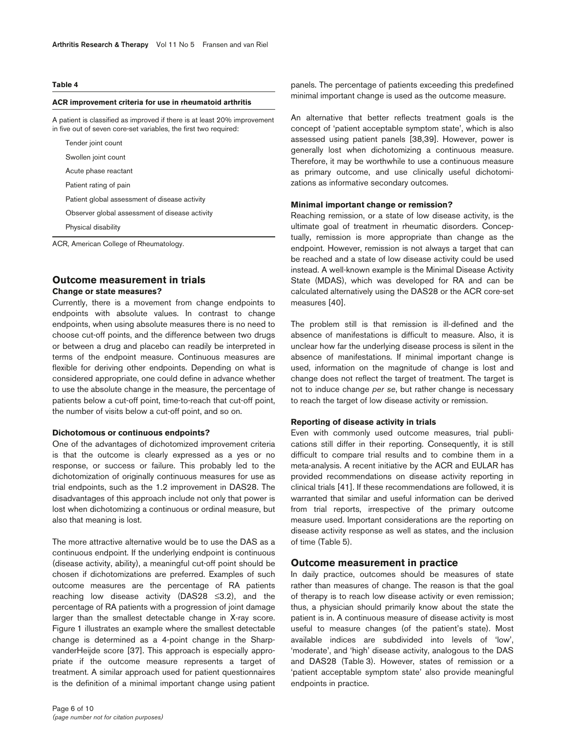**Table 4**

**ACR improvement criteria for use in rheumatoid arthritis**

| A patient is classified as improved if there is at least 20% improvement in five out of seven core-set variables, the first two required: |
|---|
| Tender joint count |
| Swollen joint count |
| Acute phase reactant |
| Patient rating of pain |
| Patient global assessment of disease activity |
| Observer global assessment of disease activity |
| Physical disability |

ACR, American College of Rheumatology.

## Outcome measurement in trials

### Change or state measures?

Currently, there is a movement from change endpoints to endpoints with absolute values. In contrast to change endpoints, when using absolute measures there is no need to choose cut-off points, and the difference between two drugs or between a drug and placebo can readily be interpreted in terms of the endpoint measure. Continuous measures are flexible for deriving other endpoints. Depending on what is considered appropriate, one could define in advance whether to use the absolute change in the measure, the percentage of patients below a cut-off point, time-to-reach that cut-off point, the number of visits below a cut-off point, and so on.

### Dichotomous or continuous endpoints?

One of the advantages of dichotomized improvement criteria is that the outcome is clearly expressed as a yes or no response, or success or failure. This probably led to the dichotomization of originally continuous measures for use as trial endpoints, such as the 1.2 improvement in DAS28. The disadvantages of this approach include not only that power is lost when dichotomizing a continuous or ordinal measure, but also that meaning is lost.

The more attractive alternative would be to use the DAS as a continuous endpoint. If the underlying endpoint is continuous (disease activity, ability), a meaningful cut-off point should be chosen if dichotomizations are preferred. Examples of such outcome measures are the percentage of RA patients reaching low disease activity (DAS28 $\leq$3.2), and the percentage of RA patients with a progression of joint damage larger than the smallest detectable change in X-ray score. Figure 1 illustrates an example where the smallest detectable change is determined as a 4-point change in the Sharp-vanderHeijde score [37]. This approach is especially appropriate if the outcome measure represents a target of treatment. A similar approach used for patient questionnaires is the definition of a minimal important change using patient panels. The percentage of patients exceeding this predefined minimal important change is used as the outcome measure.

An alternative that better reflects treatment goals is the concept of 'patient acceptable symptom state', which is also assessed using patient panels [38,39]. However, power is generally lost when dichotomizing a continuous measure. Therefore, it may be worthwhile to use a continuous measure as primary outcome, and use clinically useful dichotomizations as informative secondary outcomes.

### Minimal important change or remission?

Reaching remission, or a state of low disease activity, is the ultimate goal of treatment in rheumatic disorders. Conceptually, remission is more appropriate than change as the endpoint. However, remission is not always a target that can be reached and a state of low disease activity could be used instead. A well-known example is the Minimal Disease Activity State (MDAS), which was developed for RA and can be calculated alternatively using the DAS28 or the ACR core-set measures [40].

The problem still is that remission is ill-defined and the absence of manifestations is difficult to measure. Also, it is unclear how far the underlying disease process is silent in the absence of manifestations. If minimal important change is used, information on the magnitude of change is lost and change does not reflect the target of treatment. The target is not to induce change *per se*, but rather change is necessary to reach the target of low disease activity or remission.

### Reporting of disease activity in trials

Even with commonly used outcome measures, trial publications still differ in their reporting. Consequently, it is still difficult to compare trial results and to combine them in a meta-analysis. A recent initiative by the ACR and EULAR has provided recommendations on disease activity reporting in clinical trials [41]. If these recommendations are followed, it is warranted that similar and useful information can be derived from trial reports, irrespective of the primary outcome measure used. Important considerations are the reporting on disease activity response as well as states, and the inclusion of time (Table 5).

## Outcome measurement in practice

In daily practice, outcomes should be measures of state rather than measures of change. The reason is that the goal of therapy is to reach low disease activity or even remission; thus, a physician should primarily know about the state the patient is in. A continuous measure of disease activity is most useful to measure changes (of the patient's state). Most available indices are subdivided into levels of 'low', 'moderate', and 'high' disease activity, analogous to the DAS and DAS28 (Table 3). However, states of remission or a 'patient acceptable symptom state' also provide meaningful endpoints in practice.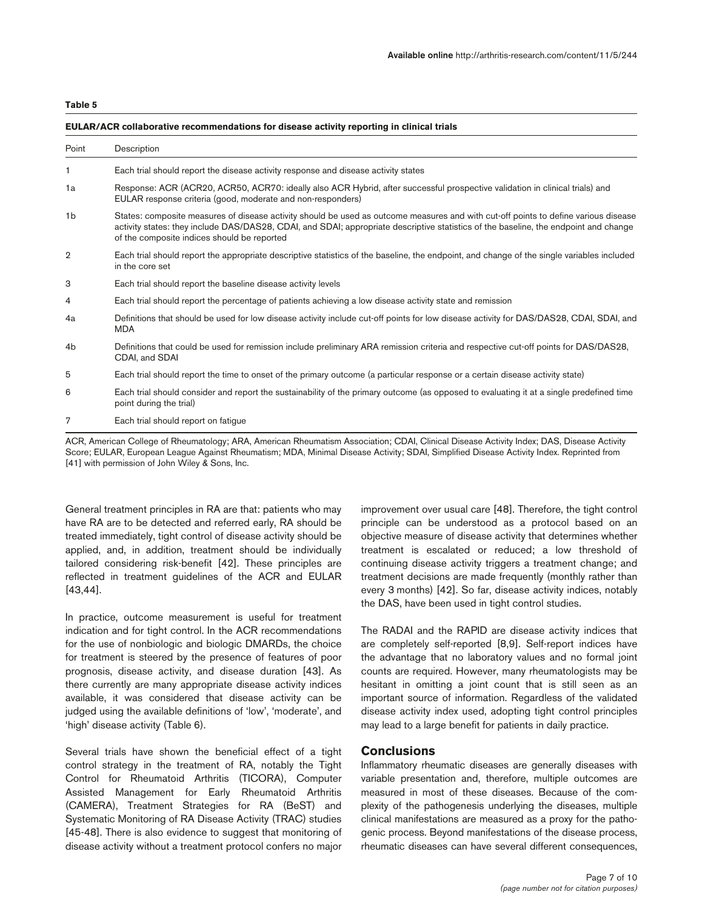**Table 5**

**EULAR/ACR collaborative recommendations for disease activity reporting in clinical trials**

| Point | Description |
|---|---|
| 1 | Each trial should report the disease activity response and disease activity states |
| 1a | Response: ACR (ACR20, ACR50, ACR70: ideally also ACR Hybrid, after successful prospective validation in clinical trials) and EULAR response criteria (good, moderate and non-responders) |
| 1b | States: composite measures of disease activity should be used as outcome measures and with cut-off points to define various disease activity states: they include DAS/DAS28, CDAI, and SDAI; appropriate descriptive statistics of the baseline, the endpoint and change of the composite indices should be reported |
| 2 | Each trial should report the appropriate descriptive statistics of the baseline, the endpoint, and change of the single variables included in the core set |
| 3 | Each trial should report the baseline disease activity levels |
| 4 | Each trial should report the percentage of patients achieving a low disease activity state and remission |
| 4a | Definitions that should be used for low disease activity include cut-off points for low disease activity for DAS/DAS28, CDAI, SDAI, and MDA |
| 4b | Definitions that could be used for remission include preliminary ARA remission criteria and respective cut-off points for DAS/DAS28, CDAI, and SDAI |
| 5 | Each trial should report the time to onset of the primary outcome (a particular response or a certain disease activity state) |
| 6 | Each trial should consider and report the sustainability of the primary outcome (as opposed to evaluating it at a single predefined time point during the trial) |
| 7 | Each trial should report on fatigue |

ACR, American College of Rheumatology; ARA, American Rheumatism Association; CDAI, Clinical Disease Activity Index; DAS, Disease Activity Score; EULAR, European League Against Rheumatism; MDA, Minimal Disease Activity; SDAI, Simplified Disease Activity Index. Reprinted from [41] with permission of John Wiley & Sons, Inc.

General treatment principles in RA are that: patients who may have RA are to be detected and referred early, RA should be treated immediately, tight control of disease activity should be applied, and, in addition, treatment should be individually tailored considering risk-benefit [42]. These principles are reflected in treatment guidelines of the ACR and EULAR [43,44].

In practice, outcome measurement is useful for treatment indication and for tight control. In the ACR recommendations for the use of nonbiologic and biologic DMARDs, the choice for treatment is steered by the presence of features of poor prognosis, disease activity, and disease duration [43]. As there currently are many appropriate disease activity indices available, it was considered that disease activity can be judged using the available definitions of 'low', 'moderate', and 'high' disease activity (Table 6).

Several trials have shown the beneficial effect of a tight control strategy in the treatment of RA, notably the Tight Control for Rheumatoid Arthritis (TICORA), Computer Assisted Management for Early Rheumatoid Arthritis (CAMERA), Treatment Strategies for RA (BeST) and Systematic Monitoring of RA Disease Activity (TRAC) studies [45-48]. There is also evidence to suggest that monitoring of disease activity without a treatment protocol confers no major improvement over usual care [48]. Therefore, the tight control principle can be understood as a protocol based on an objective measure of disease activity that determines whether treatment is escalated or reduced; a low threshold of continuing disease activity triggers a treatment change; and treatment decisions are made frequently (monthly rather than every 3 months) [42]. So far, disease activity indices, notably the DAS, have been used in tight control studies.

The RADAI and the RAPID are disease activity indices that are completely self-reported [8,9]. Self-report indices have the advantage that no laboratory values and no formal joint counts are required. However, many rheumatologists may be hesitant in omitting a joint count that is still seen as an important source of information. Regardless of the validated disease activity index used, adopting tight control principles may lead to a large benefit for patients in daily practice.

## Conclusions

Inflammatory rheumatic diseases are generally diseases with variable presentation and, therefore, multiple outcomes are measured in most of these diseases. Because of the complexity of the pathogenesis underlying the diseases, multiple clinical manifestations are measured as a proxy for the pathogenic process. Beyond manifestations of the disease process, rheumatic diseases can have several different consequences,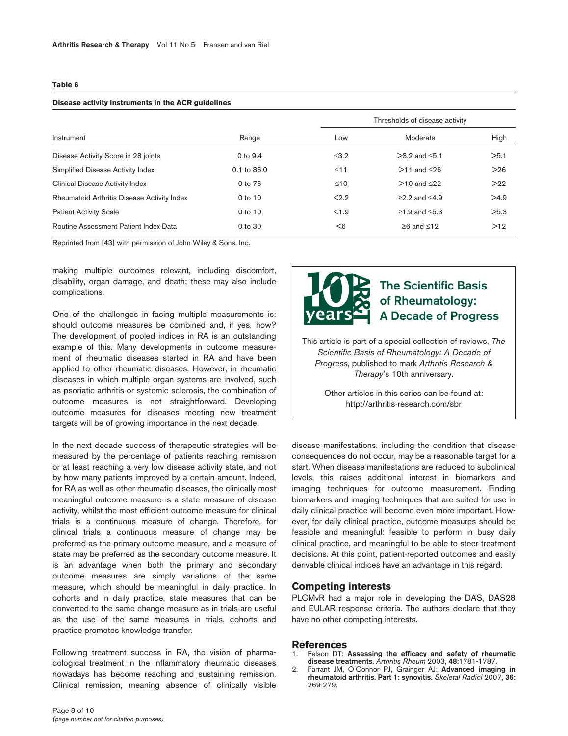**Table 6**

**Disease activity instruments in the ACR guidelines**

| Instrument | Range | Thresholds of disease activity | | |
|---|---|---|---|---|
| | | Low | Moderate | High |
| Disease Activity Score in 28 joints | 0 to 9.4 | ≤3.2 | >3.2 and ≤5.1 | >5.1 |
| Simplified Disease Activity Index | 0.1 to 86.0 | ≤11 | >11 and ≤26 | >26 |
| Clinical Disease Activity Index | 0 to 76 | ≤10 | >10 and ≤22 | >22 |
| Rheumatoid Arthritis Disease Activity Index | 0 to 10 | <2.2 | ≥2.2 and ≤4.9 | >4.9 |
| Patient Activity Scale | 0 to 10 | <1.9 | ≥1.9 and ≤5.3 | >5.3 |
| Routine Assessment Patient Index Data | 0 to 30 | <6 | ≥6 and ≤12 | >12 |

Reprinted from [43] with permission of John Wiley & Sons, Inc.

making multiple outcomes relevant, including discomfort, disability, organ damage, and death; these may also include complications.

One of the challenges in facing multiple measurements is: should outcome measures be combined and, if yes, how? The development of pooled indices in RA is an outstanding example of this. Many developments in outcome measurement of rheumatic diseases started in RA and have been applied to other rheumatic diseases. However, in rheumatic diseases in which multiple organ systems are involved, such as psoriatic arthritis or systemic sclerosis, the combination of outcome measures is not straightforward. Developing outcome measures for diseases meeting new treatment targets will be of growing importance in the next decade.

In the next decade success of therapeutic strategies will be measured by the percentage of patients reaching remission or at least reaching a very low disease activity state, and not by how many patients improved by a certain amount. Indeed, for RA as well as other rheumatic diseases, the clinically most meaningful outcome measure is a state measure of disease activity, whilst the most efficient outcome measure for clinical trials is a continuous measure of change. Therefore, for clinical trials a continuous measure of change may be preferred as the primary outcome measure, and a measure of state may be preferred as the secondary outcome measure. It is an advantage when both the primary and secondary outcome measures are simply variations of the same measure, which should be meaningful in daily practice. In cohorts and in daily practice, state measures that can be converted to the same change measure as in trials are useful as the use of the same measures in trials, cohorts and practice promotes knowledge transfer.

Following treatment success in RA, the vision of pharmacological treatment in the inflammatory rheumatic diseases nowadays has become reaching and sustaining remission. Clinical remission, meaning absence of clinically visible disease manifestations, including the condition that disease consequences do not occur, may be a reasonable target for a start. When disease manifestations are reduced to subclinical levels, this raises additional interest in biomarkers and imaging techniques for outcome measurement. Finding biomarkers and imaging techniques that are suited for use in daily clinical practice will become even more important. However, for daily clinical practice, outcome measures should be feasible and meaningful: feasible to perform in busy daily clinical practice, and meaningful to be able to steer treatment decisions. At this point, patient-reported outcomes and easily derivable clinical indices have an advantage in this regard.

**The Scientific Basis of Rheumatology: A Decade of Progress**

This article is part of a special collection of reviews, *The Scientific Basis of Rheumatology: A Decade of Progress*, published to mark *Arthritis Research & Therapy*'s 10th anniversary.

Other articles in this series can be found at: http://arthritis-research.com/sbr

## Competing interests

PLCMvR had a major role in developing the DAS, DAS28 and EULAR response criteria. The authors declare that they have no other competing interests.

## References

1. Felson DT: **Assessing the efficacy and safety of rheumatic disease treatments.** *Arthritis Rheum* 2003, **48:**1781-1787.
2. Farrant JM, O'Connor PJ, Grainger AJ: **Advanced imaging in rheumatoid arthritis. Part 1: synovitis.** *Skeletal Radiol* 2007, **36:** 269-279.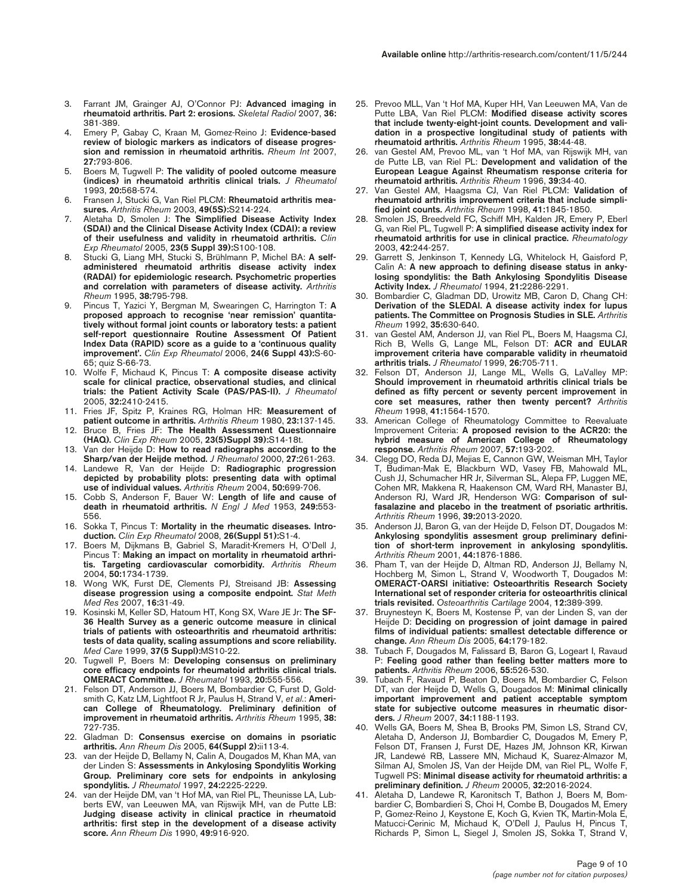3. Farrant JM, Grainger AJ, O'Connor PJ: **Advanced imaging in rheumatoid arthritis. Part 2: erosions.** *Skeletal Radiol* 2007, **36:** 381-389.
4. Emery P, Gabay C, Kraan M, Gomez-Reino J: **Evidence-based review of biologic markers as indicators of disease progression and remission in rheumatoid arthritis.** *Rheum Int* 2007, **27:**793-806.
5. Boers M, Tugwell P: **The validity of pooled outcome measure (indices) in rheumatoid arthritis clinical trials.** *J Rheumatol* 1993, **20:**568-574.
6. Fransen J, Stucki G, Van Riel PLCM: **Rheumatoid arthritis measures.** *Arthritis Rheum* 2003, **49(5S):**S214-224.
7. Aletaha D, Smolen J: **The Simplified Disease Activity Index (SDAI) and the Clinical Disease Activity Index (CDAI): a review of their usefulness and validity in rheumatoid arthritis.** *Clin Exp Rheumatol* 2005, **23(5 Suppl 39):**S100-108.
8. Stucki G, Liang MH, Stucki S, Brühlmann P, Michel BA: **A self-administered rheumatoid arthritis disease activity index (RADAI) for epidemiologic research. Psychometric properties and correlation with parameters of disease activity.** *Arthritis Rheum* 1995, **38:**795-798.
9. Pincus T, Yazici Y, Bergman M, Swearingen C, Harrington T: **A proposed approach to recognise 'near remission' quantitatively without formal joint counts or laboratory tests: a patient self-report questionnaire Routine Assessment Of Patient Index Data (RAPID) score as a guide to a 'continuous quality improvement'.** *Clin Exp Rheumatol* 2006, **24(6 Suppl 43):**S-60-65; quiz S-66-73.
10. Wolfe F, Michaud K, Pincus T: **A composite disease activity scale for clinical practice, observational studies, and clinical trials: the Patient Activity Scale (PAS/PAS-II).** *J Rheumatol* 2005, **32:**2410-2415.
11. Fries JF, Spitz P, Kraines RG, Holman HR: **Measurement of patient outcome in arthritis.** *Arthritis Rheum* 1980, **23:**137-145.
12. Bruce B, Fries JF: **The Health Assessment Questionnaire (HAQ).** *Clin Exp Rheum* 2005, **23(5)Suppl 39):**S14-18t.
13. Van der Heijde D: **How to read radiographs according to the Sharp/van der Heijde method.** *J Rheumatol* 2000, **27:**261-263.
14. Landewe R, Van der Heijde D: **Radiographic progression depicted by probability plots: presenting data with optimal use of individual values.** *Arthritis Rheum* 2004, **50:**699-706.
15. Cobb S, Anderson F, Bauer W: **Length of life and cause of death in rheumatoid arthritis.** *N Engl J Med* 1953, **249:**553-556.
16. Sokka T, Pincus T: **Mortality in the rheumatic diseases. Introduction.** *Clin Exp Rheumatol* 2008, **26(Suppl 51):**S1-4.
17. Boers M, Dijkmans B, Gabriel S, Maradit-Kremers H, O'Dell J, Pincus T: **Making an impact on mortality in rheumatoid arthritis. Targeting cardiovascular comorbidity.** *Arthritis Rheum* 2004, **50:**1734-1739.
18. Wong WK, Furst DE, Clements PJ, Streisand JB: **Assessing disease progression using a composite endpoint.** *Stat Meth Med Res* 2007, **16:**31-49.
19. Kosinski M, Keller SD, Hatoum HT, Kong SX, Ware JE Jr: **The SF-36 Health Survey as a generic outcome measure in clinical trials of patients with osteoarthritis and rheumatoid arthritis: tests of data quality, scaling assumptions and score reliability.** *Med Care* 1999, **37(5 Suppl):**MS10-22.
20. Tugwell P, Boers M: **Developing consensus on preliminary core efficacy endpoints for rheumatoid arthritis clinical trials. OMERACT Committee.** *J Rheumatol* 1993, **20:**555-556.
21. Felson DT, Anderson JJ, Boers M, Bombardier C, Furst D, Goldsmith C, Katz LM, Lightfoot R Jr, Paulus H, Strand V, *et al.*: **American College of Rheumatology. Preliminary definition of improvement in rheumatoid arthritis.** *Arthritis Rheum* 1995, **38:** 727-735.
22. Gladman D: **Consensus exercise on domains in psoriatic arthritis.** *Ann Rheum Dis* 2005, **64(Suppl 2):**ii113-4.
23. van der Heijde D, Bellamy N, Calin A, Dougados M, Khan MA, van der Linden S: **Assessments in Ankylosing Spondylitis Working Group. Preliminary core sets for endpoints in ankylosing spondylitis.** *J Rheumatol* 1997, **24:**2225-2229.
24. van der Heijde DM, van 't Hof MA, van Riel PL, Theunisse LA, Lubberts EW, van Leeuwen MA, van Rijswijk MH, van de Putte LB: **Judging disease activity in clinical practice in rheumatoid arthritis: first step in the development of a disease activity score.** *Ann Rheum Dis* 1990, **49:**916-920.
25. Prevoo MLL, Van 't Hof MA, Kuper HH, Van Leeuwen MA, Van de Putte LBA, Van Riel PLCM: **Modified disease activity scores that include twenty-eight-joint counts. Development and validation in a prospective longitudinal study of patients with rheumatoid arthritis.** *Arthritis Rheum* 1995, **38:**44-48.
26. van Gestel AM, Prevoo ML, van 't Hof MA, van Rijswijk MH, van de Putte LB, van Riel PL: **Development and validation of the European League Against Rheumatism response criteria for rheumatoid arthritis.** *Arthritis Rheum* 1996, **39:**34-40.
27. Van Gestel AM, Haagsma CJ, Van Riel PLCM: **Validation of rheumatoid arthritis improvement criteria that include simplified joint counts.** *Arthritis Rheum* 1998, **41:**1845-1850.
28. Smolen JS, Breedveld FC, Schiff MH, Kalden JR, Emery P, Eberl G, van Riel PL, Tugwell P: **A simplified disease activity index for rheumatoid arthritis for use in clinical practice.** *Rheumatology* 2003, **42:**244-257.
29. Garrett S, Jenkinston T, Kennedy LG, Whitelock H, Gaisford P, Calin A: **A new approach to defining disease status in ankylosing spondylitis: the Bath Ankylosing Spondylitis Disease Activity Index.** *J Rheumatol* 1994, **21:**2286-2291.
30. Bombardier C, Gladman DD, Urowitz MB, Caron D, Chang CH: **Derivation of the SLEDAI. A disease activity index for lupus patients. The Committee on Prognosis Studies in SLE.** *Arthritis Rheum* 1992, **35:**630-640.
31. van Gestel AM, Anderson JJ, van Riel PL, Boers M, Haagsma CJ, Rich B, Wells G, Lange ML, Felson DT: **ACR and EULAR improvement criteria have comparable validity in rheumatoid arthritis trials.** *J Rheumatol* 1999, **26:**705-711.
32. Felson DT, Anderson JJ, Lange ML, Wells G, LaValley MP: **Should improvement in rheumatoid arthritis clinical trials be defined as fifty percent or seventy percent improvement in core set measures, rather then twenty percent?** *Arthritis Rheum* 1998, **41:**1564-1570.
33. American College of Rheumatology Committee to Reevaluate Improvement Criteria: **A proposed revision to the ACR20: the hybrid measure of American College of Rheumatology response.** *Arthritis Rheum* 2007, **57:**193-202.
34. Clegg DO, Reda DJ, Mejias E, Cannon GW, Weisman MH, Taylor T, Budiman-Mak E, Blackburn WD, Vasey FB, Mahowald ML, Cush JJ, Schumacher HR Jr, Silverman SL, Alepa FP, Luggen ME, Cohen MR, Makkena R, Haakenson CM, Ward RH, Manaster BJ, Anderson RJ, Ward JR, Henderson WG: **Comparison of sulfasalazine and placebo in the treatment of psoriatic arthritis.** *Arthritis Rheum* 1996, **39:**2013-2020.
35. Anderson JJ, Baron G, van der Heijde D, Felson DT, Dougados M: **Ankylosing spondylitis assesment group preliminary definition of short-term inprovement in ankylosing spondylitis.** *Arthritis Rheum* 2001, **44:**1876-1886.
36. Pham T, van der Heijde D, Altman RD, Anderson JJ, Bellamy N, Hochberg M, Simon L, Strand V, Woodworth T, Dougados M: **OMERACT-OARSI initiative: Osteoarthritis Research Society International set of responder criteria for osteoarthritis clinical trials revisited.** *Osteoarthritis Cartilage* 2004, **12:**389-399.
37. Bruynesteyn K, Boers M, Kostense P, van der Linden S, van der Heijde D: **Deciding on progression of joint damage in paired films of individual patients: smallest detectable difference or change.** *Ann Rheum Dis* 2005, **64:**179-182.
38. Tubach F, Dougados M, Falissard B, Baron G, Logeart I, Ravaud P: **Feeling good rather than feeling better matters more to patients.** *Arthritis Rheum* 2006, **55:**526-530.
39. Tubach F, Ravaud P, Beaton D, Boers M, Bombardier C, Felson DT, van der Heijde D, Wells G, Dougados M: **Minimal clinically important improvement and patient acceptable symptom state for subjective outcome measures in rheumatic disorders.** *J Rheum* 2007, **34:**1188-1193.
40. Wells GA, Boers M, Shea B, Brooks PM, Simon LS, Strand CV, Aletaha D, Anderson JJ, Bombardier C, Dougados M, Emery P, Felson DT, Fransen J, Furst DE, Hazes JM, Johnson KR, Kirwan JR, Landewé RB, Lassere MN, Michaud K, Suarez-Almazor M, Silman AJ, Smolen JS, Van der Heijde DM, van Riel PL, Wolfe F, Tugwell PS: **Minimal disease activity for rheumatoid arthritis: a preliminary definition.** *J Rheum* 20005, **32:**2016-2024.
41. Aletaha D, Landewe R, Karonitsch T, Bathon J, Boers M, Bombardier C, Bombardieri S, Choi H, Combe B, Dougados M, Emery P, Gomez-Reino J, Keystone E, Koch G, Kvien TK, Martin-Mola E, Matucci-Cerinic M, Michaud K, O'Dell J, Paulus H, Pincus T, Richards P, Simon L, Siegel J, Smolen JS, Sokka T, Strand V,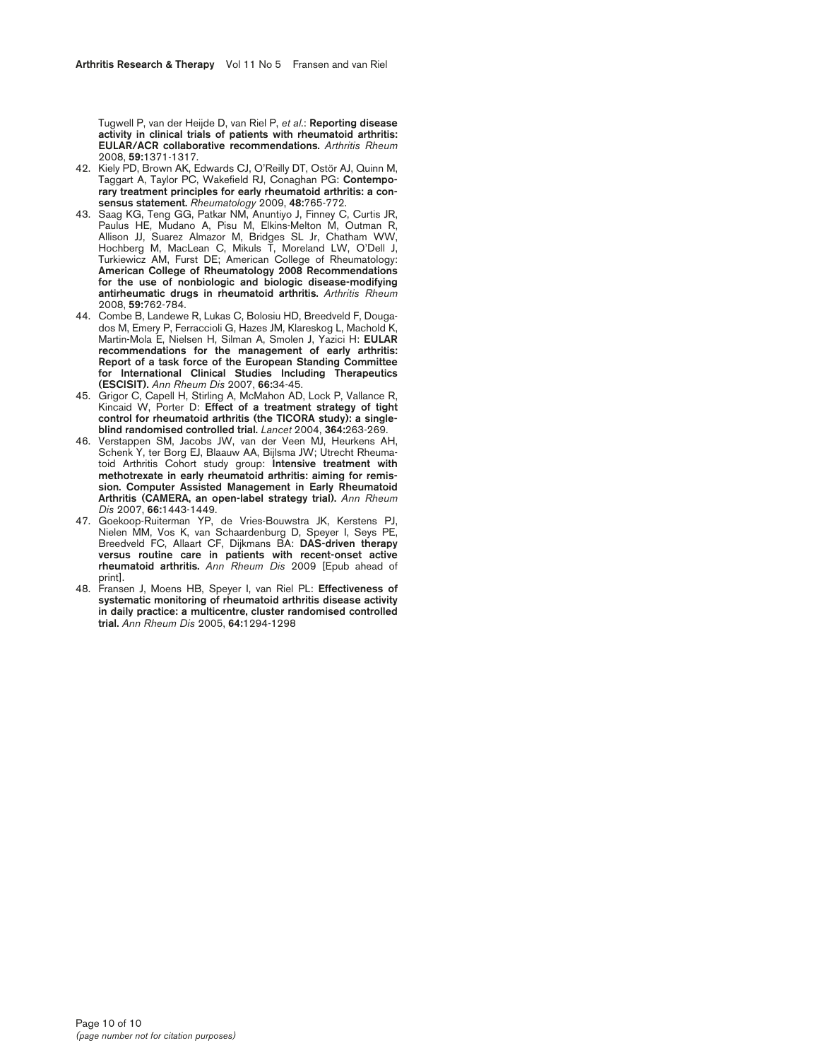Tugwell P, van der Heijde D, van Riel P, *et al.*: **Reporting disease activity in clinical trials of patients with rheumatoid arthritis: EULAR/ACR collaborative recommendations.** *Arthritis Rheum* 2008, **59:**1371-1317.

42. Kiely PD, Brown AK, Edwards CJ, O'Reilly DT, Ostör AJ, Quinn M, Taggart A, Taylor PC, Wakefield RJ, Conaghan PG: **Contemporary treatment principles for early rheumatoid arthritis: a consensus statement.** *Rheumatology* 2009, **48:**765-772.
43. Saag KG, Teng GG, Patkar NM, Anuntiyo J, Finney C, Curtis JR, Paulus HE, Mudano A, Pisu M, Elkins-Melton M, Outman R, Allison JJ, Suarez Almazor M, Bridges SL Jr, Chatham WW, Hochberg M, MacLean C, Mikuls T, Moreland LW, O'Dell J, Turkiewicz AM, Furst DE; American College of Rheumatology: **American College of Rheumatology 2008 Recommendations for the use of nonbiologic and biologic disease-modifying antirheumatic drugs in rheumatoid arthritis.** *Arthritis Rheum* 2008, **59:**762-784.
44. Combe B, Landewe R, Lukas C, Bolosiu HD, Breedveld F, Dougados M, Emery P, Ferraccioli G, Hazes JM, Klareskog L, Machold K, Martin-Mola E, Nielsen H, Silman A, Smolen J, Yazici H: **EULAR recommendations for the management of early arthritis: Report of a task force of the European Standing Committee for International Clinical Studies Including Therapeutics (ESCISIT).** *Ann Rheum Dis* 2007, **66:**34-45.
45. Grigor C, Capell H, Stirling A, McMahon AD, Lock P, Vallance R, Kincaid W, Porter D: **Effect of a treatment strategy of tight control for rheumatoid arthritis (the TICORA study): a single-blind randomised controlled trial.** *Lancet* 2004, **364:**263-269.
46. Verstappen SM, Jacobs JW, van der Veen MJ, Heurkens AH, Schenk Y, ter Borg EJ, Blaauw AA, Bijlsma JW; Utrecht Rheumatoid Arthritis Cohort study group: **Intensive treatment with methotrexate in early rheumatoid arthritis: aiming for remission. Computer Assisted Management in Early Rheumatoid Arthritis (CAMERA, an open-label strategy trial).** *Ann Rheum Dis* 2007, **66:**1443-1449.
47. Goekoop-Ruiterman YP, de Vries-Bouwstra JK, Kerstens PJ, Nielen MM, Vos K, van Schaardenburg D, Speyer I, Seys PE, Breedveld FC, Allaart CF, Dijkmans BA: **DAS-driven therapy versus routine care in patients with recent-onset active rheumatoid arthritis.** *Ann Rheum Dis* 2009 [Epub ahead of print].
48. Fransen J, Moens HB, Speyer I, van Riel PL: **Effectiveness of systematic monitoring of rheumatoid arthritis disease activity in daily practice: a multicentre, cluster randomised controlled trial.** *Ann Rheum Dis* 2005, **64:**1294-1298